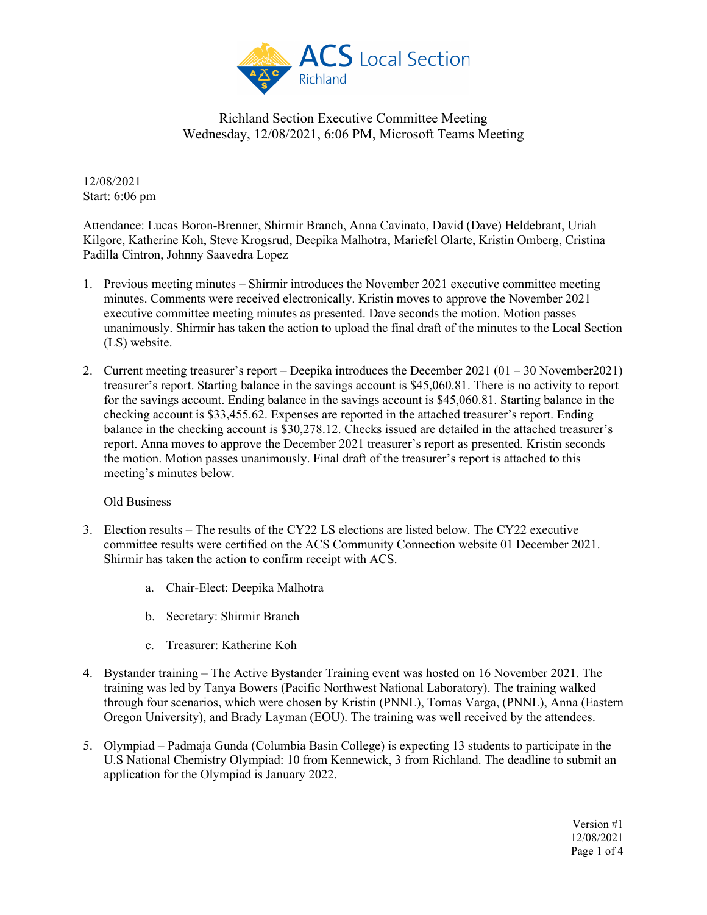# Richland Section Executive Committee Meeting

Wednesday, 12/08/2021, 6:06 PM, Microsoft Teams Meeting

12/08/2021
Start: 6:06 pm

Attendance: Lucas Boron-Brenner, Shirmir Branch, Anna Cavinato, David (Dave) Heldebrant, Uriah Kilgore, Katherine Koh, Steve Krogsrud, Deepika Malhotra, Mariefel Olarte, Kristin Omberg, Cristina Padilla Cintron, Johnny Saavedra Lopez

1. Previous meeting minutes – Shirmir introduces the November 2021 executive committee meeting minutes. Comments were received electronically. Kristin moves to approve the November 2021 executive committee meeting minutes as presented. Dave seconds the motion. Motion passes unanimously. Shirmir has taken the action to upload the final draft of the minutes to the Local Section (LS) website.

2. Current meeting treasurer's report – Deepika introduces the December 2021 (01 – 30 November2021) treasurer's report. Starting balance in the savings account is $45,060.81. There is no activity to report for the savings account. Ending balance in the savings account is $45,060.81. Starting balance in the checking account is $33,455.62. Expenses are reported in the attached treasurer's report. Ending balance in the checking account is $30,278.12. Checks issued are detailed in the attached treasurer's report. Anna moves to approve the December 2021 treasurer's report as presented. Kristin seconds the motion. Motion passes unanimously. Final draft of the treasurer's report is attached to this meeting's minutes below.

   Old Business

3. Election results – The results of the CY22 LS elections are listed below. The CY22 executive committee results were certified on the ACS Community Connection website 01 December 2021. Shirmir has taken the action to confirm receipt with ACS.

   a. Chair-Elect: Deepika Malhotra

   b. Secretary: Shirmir Branch

   c. Treasurer: Katherine Koh

4. Bystander training – The Active Bystander Training event was hosted on 16 November 2021. The training was led by Tanya Bowers (Pacific Northwest National Laboratory). The training walked through four scenarios, which were chosen by Kristin (PNNL), Tomas Varga, (PNNL), Anna (Eastern Oregon University), and Brady Layman (EOU). The training was well received by the attendees.

5. Olympiad – Padmaja Gunda (Columbia Basin College) is expecting 13 students to participate in the U.S National Chemistry Olympiad: 10 from Kennewick, 3 from Richland. The deadline to submit an application for the Olympiad is January 2022.

Version #1
12/08/2021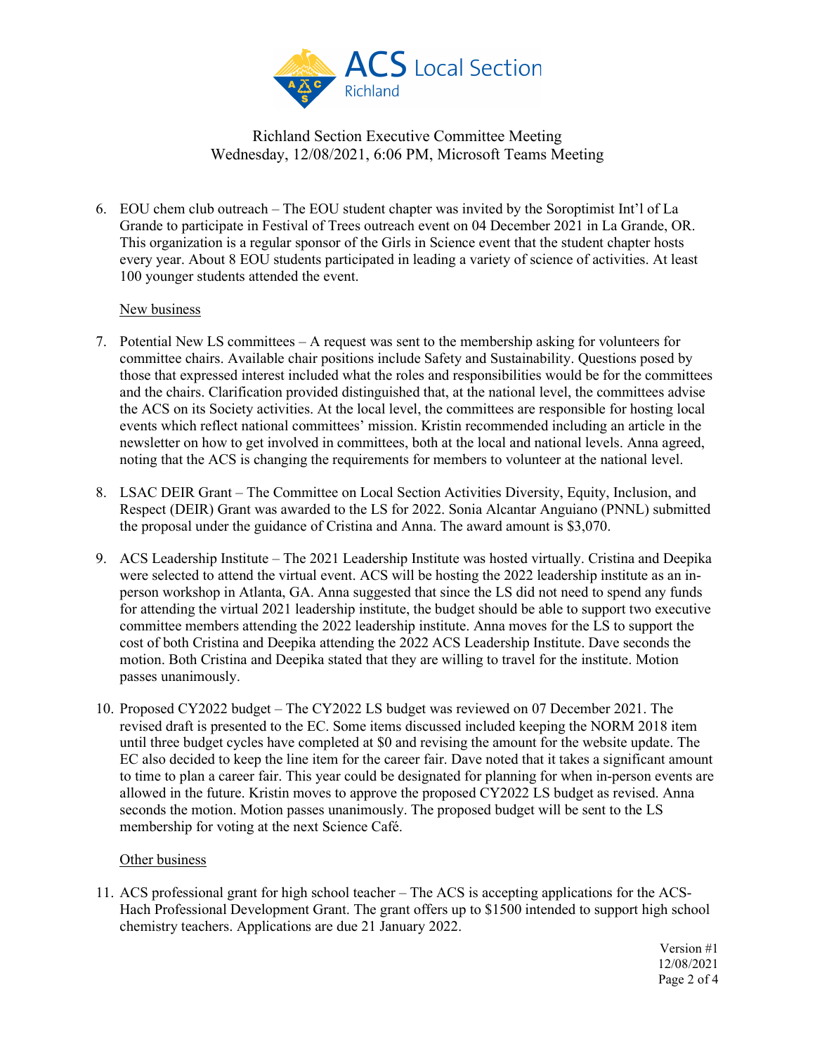Richland Section Executive Committee Meeting
Wednesday, 12/08/2021, 6:06 PM, Microsoft Teams Meeting

6. EOU chem club outreach – The EOU student chapter was invited by the Soroptimist Int'l of La Grande to participate in Festival of Trees outreach event on 04 December 2021 in La Grande, OR. This organization is a regular sponsor of the Girls in Science event that the student chapter hosts every year. About 8 EOU students participated in leading a variety of science of activities. At least 100 younger students attended the event.

<u>New business</u>

7. Potential New LS committees – A request was sent to the membership asking for volunteers for committee chairs. Available chair positions include Safety and Sustainability. Questions posed by those that expressed interest included what the roles and responsibilities would be for the committees and the chairs. Clarification provided distinguished that, at the national level, the committees advise the ACS on its Society activities. At the local level, the committees are responsible for hosting local events which reflect national committees' mission. Kristin recommended including an article in the newsletter on how to get involved in committees, both at the local and national levels. Anna agreed, noting that the ACS is changing the requirements for members to volunteer at the national level.

8. LSAC DEIR Grant – The Committee on Local Section Activities Diversity, Equity, Inclusion, and Respect (DEIR) Grant was awarded to the LS for 2022. Sonia Alcantar Anguiano (PNNL) submitted the proposal under the guidance of Cristina and Anna. The award amount is $3,070.

9. ACS Leadership Institute – The 2021 Leadership Institute was hosted virtually. Cristina and Deepika were selected to attend the virtual event. ACS will be hosting the 2022 leadership institute as an in-person workshop in Atlanta, GA. Anna suggested that since the LS did not need to spend any funds for attending the virtual 2021 leadership institute, the budget should be able to support two executive committee members attending the 2022 leadership institute. Anna moves for the LS to support the cost of both Cristina and Deepika attending the 2022 ACS Leadership Institute. Dave seconds the motion. Both Cristina and Deepika stated that they are willing to travel for the institute. Motion passes unanimously.

10. Proposed CY2022 budget – The CY2022 LS budget was reviewed on 07 December 2021. The revised draft is presented to the EC. Some items discussed included keeping the NORM 2018 item until three budget cycles have completed at $0 and revising the amount for the website update. The EC also decided to keep the line item for the career fair. Dave noted that it takes a significant amount to time to plan a career fair. This year could be designated for planning for when in-person events are allowed in the future. Kristin moves to approve the proposed CY2022 LS budget as revised. Anna seconds the motion. Motion passes unanimously. The proposed budget will be sent to the LS membership for voting at the next Science Café.

<u>Other business</u>

11. ACS professional grant for high school teacher – The ACS is accepting applications for the ACS-Hach Professional Development Grant. The grant offers up to $1500 intended to support high school chemistry teachers. Applications are due 21 January 2022.

Version #1
12/08/2021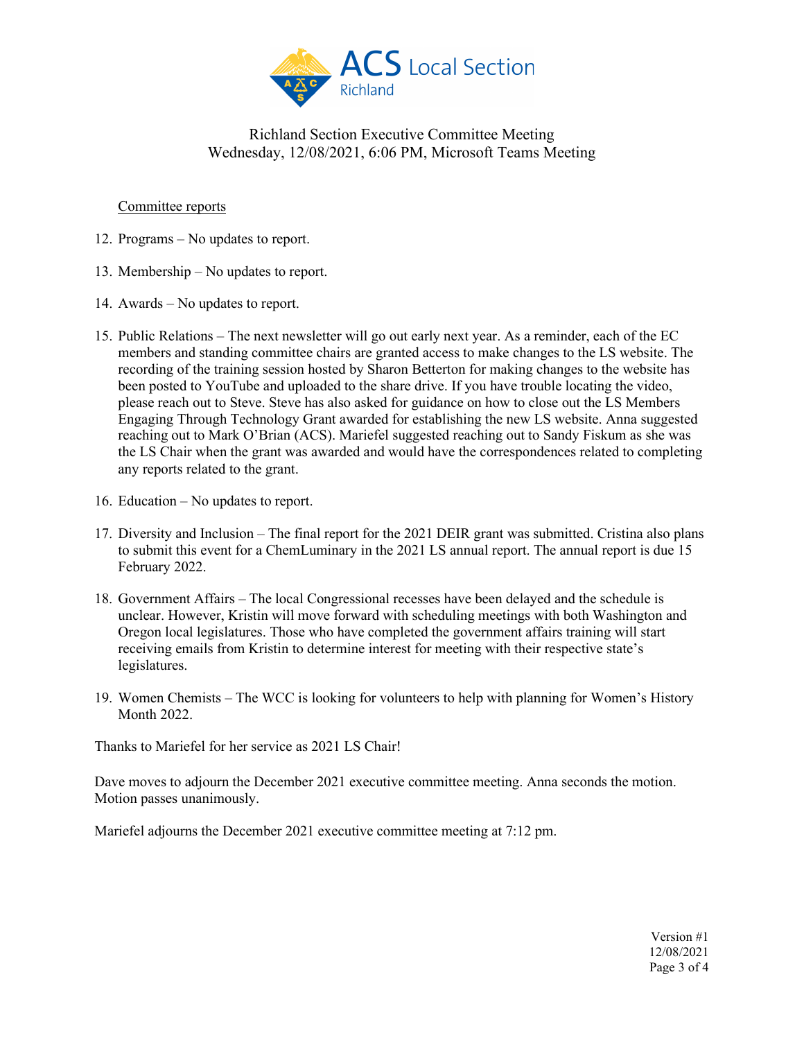Richland Section Executive Committee Meeting
Wednesday, 12/08/2021, 6:06 PM, Microsoft Teams Meeting

Committee reports

12. Programs – No updates to report.

13. Membership – No updates to report.

14. Awards – No updates to report.

15. Public Relations – The next newsletter will go out early next year. As a reminder, each of the EC members and standing committee chairs are granted access to make changes to the LS website. The recording of the training session hosted by Sharon Betterton for making changes to the website has been posted to YouTube and uploaded to the share drive. If you have trouble locating the video, please reach out to Steve. Steve has also asked for guidance on how to close out the LS Members Engaging Through Technology Grant awarded for establishing the new LS website. Anna suggested reaching out to Mark O'Brian (ACS). Mariefel suggested reaching out to Sandy Fiskum as she was the LS Chair when the grant was awarded and would have the correspondences related to completing any reports related to the grant.

16. Education – No updates to report.

17. Diversity and Inclusion – The final report for the 2021 DEIR grant was submitted. Cristina also plans to submit this event for a ChemLuminary in the 2021 LS annual report. The annual report is due 15 February 2022.

18. Government Affairs – The local Congressional recesses have been delayed and the schedule is unclear. However, Kristin will move forward with scheduling meetings with both Washington and Oregon local legislatures. Those who have completed the government affairs training will start receiving emails from Kristin to determine interest for meeting with their respective state's legislatures.

19. Women Chemists – The WCC is looking for volunteers to help with planning for Women's History Month 2022.

Thanks to Mariefel for her service as 2021 LS Chair!

Dave moves to adjourn the December 2021 executive committee meeting. Anna seconds the motion. Motion passes unanimously.

Mariefel adjourns the December 2021 executive committee meeting at 7:12 pm.

Version #1
12/08/2021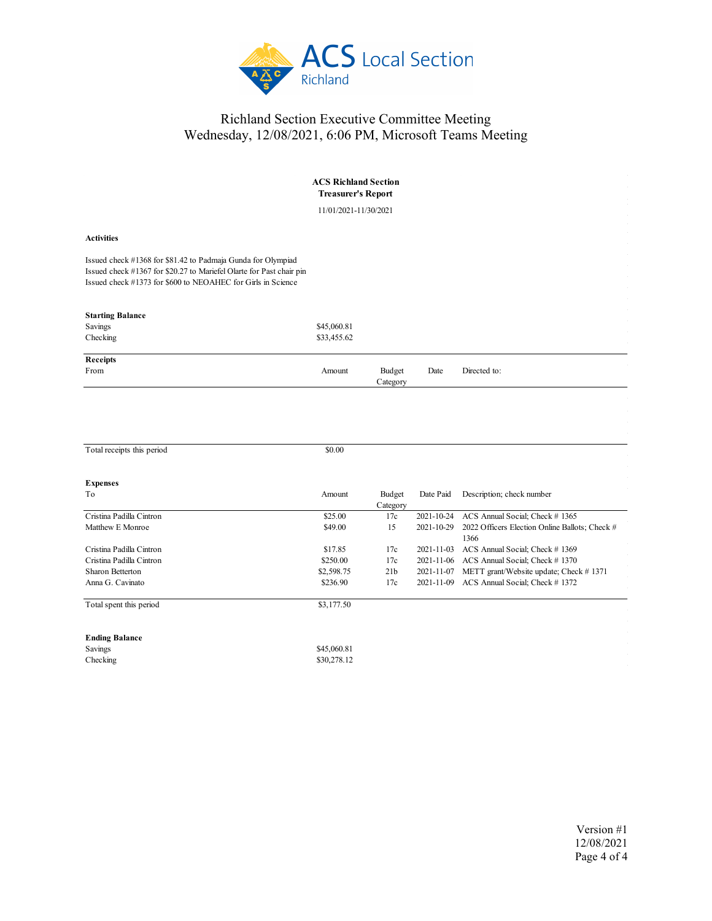# Richland Section Executive Committee Meeting
## Wednesday, 12/08/2021, 6:06 PM, Microsoft Teams Meeting

**ACS Richland Section**
**Treasurer's Report**

11/01/2021-11/30/2021

**Activities**

Issued check #1368 for $81.42 to Padmaja Gunda for Olympiad
Issued check #1367 for $20.27 to Mariefel Olarte for Past chair pin
Issued check #1373 for $600 to NEOAHEC for Girls in Science

**Starting Balance**

| | |
|---|---|
| Savings | $45,060.81 |
| Checking | $33,455.62 |

**Receipts**

| From | Amount | Budget Category | Date | Directed to: |
|---|---|---|---|---|
| Total receipts this period | $0.00 | | | |

**Expenses**

| To | Amount | Budget Category | Date Paid | Description; check number |
|---|---|---|---|---|
| Cristina Padilla Cintron | $25.00 | 17c | 2021-10-24 | ACS Annual Social; Check # 1365 |
| Matthew E Monroe | $49.00 | 15 | 2021-10-29 | 2022 Officers Election Online Ballots; Check # 1366 |
| Cristina Padilla Cintron | $17.85 | 17c | 2021-11-03 | ACS Annual Social; Check # 1369 |
| Cristina Padilla Cintron | $250.00 | 17c | 2021-11-06 | ACS Annual Social; Check # 1370 |
| Sharon Betterton | $2,598.75 | 21b | 2021-11-07 | METT grant/Website update; Check # 1371 |
| Anna G. Cavinato | $236.90 | 17c | 2021-11-09 | ACS Annual Social; Check # 1372 |
| Total spent this period | $3,177.50 | | | |

**Ending Balance**

| | |
|---|---|
| Savings | $45,060.81 |
| Checking | $30,278.12 |

Version #1
12/08/2021